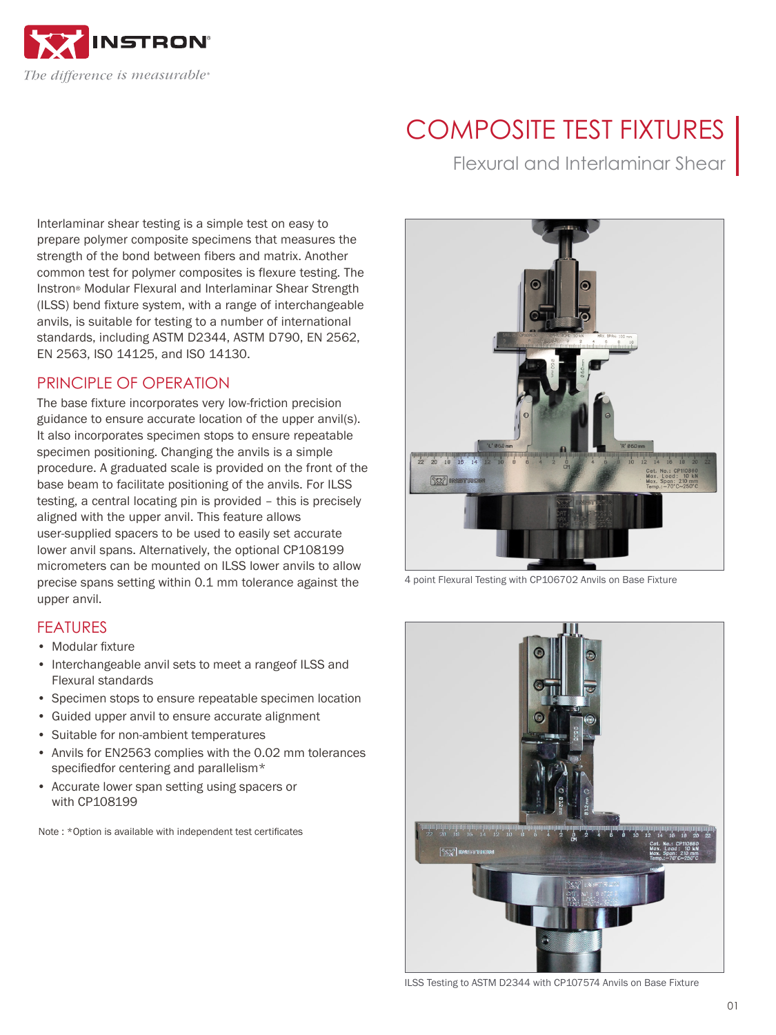# COMPOSITE TEST FIXTURES

## Flexural and Interlaminar Shear

Interlaminar shear testing is a simple test on easy to prepare polymer composite specimens that measures the strength of the bond between fibers and matrix. Another common test for polymer composites is flexure testing. The Instron® Modular Flexural and Interlaminar Shear Strength (ILSS) bend fixture system, with a range of interchangeable anvils, is suitable for testing to a number of international standards, including ASTM D2344, ASTM D790, EN 2562, EN 2563, ISO 14125, and ISO 14130.

## PRINCIPLE OF OPERATION

The base fixture incorporates very low-friction precision guidance to ensure accurate location of the upper anvil(s). It also incorporates specimen stops to ensure repeatable specimen positioning. Changing the anvils is a simple procedure. A graduated scale is provided on the front of the base beam to facilitate positioning of the anvils. For ILSS testing, a central locating pin is provided – this is precisely aligned with the upper anvil. This feature allows user-supplied spacers to be used to easily set accurate lower anvil spans. Alternatively, the optional CP108199 micrometers can be mounted on ILSS lower anvils to allow precise spans setting within 0.1 mm tolerance against the upper anvil.

## FEATURES

- Modular fixture
- Interchangeable anvil sets to meet a rangeof ILSS and Flexural standards
- Specimen stops to ensure repeatable specimen location
- Guided upper anvil to ensure accurate alignment
- Suitable for non-ambient temperatures
- Anvils for EN2563 complies with the 0.02 mm tolerances specifiedfor centering and parallelism*
- Accurate lower span setting using spacers or with CP108199

Note : *Option is available with independent test certificates

4 point Flexural Testing with CP106702 Anvils on Base Fixture

ILSS Testing to ASTM D2344 with CP107574 Anvils on Base Fixture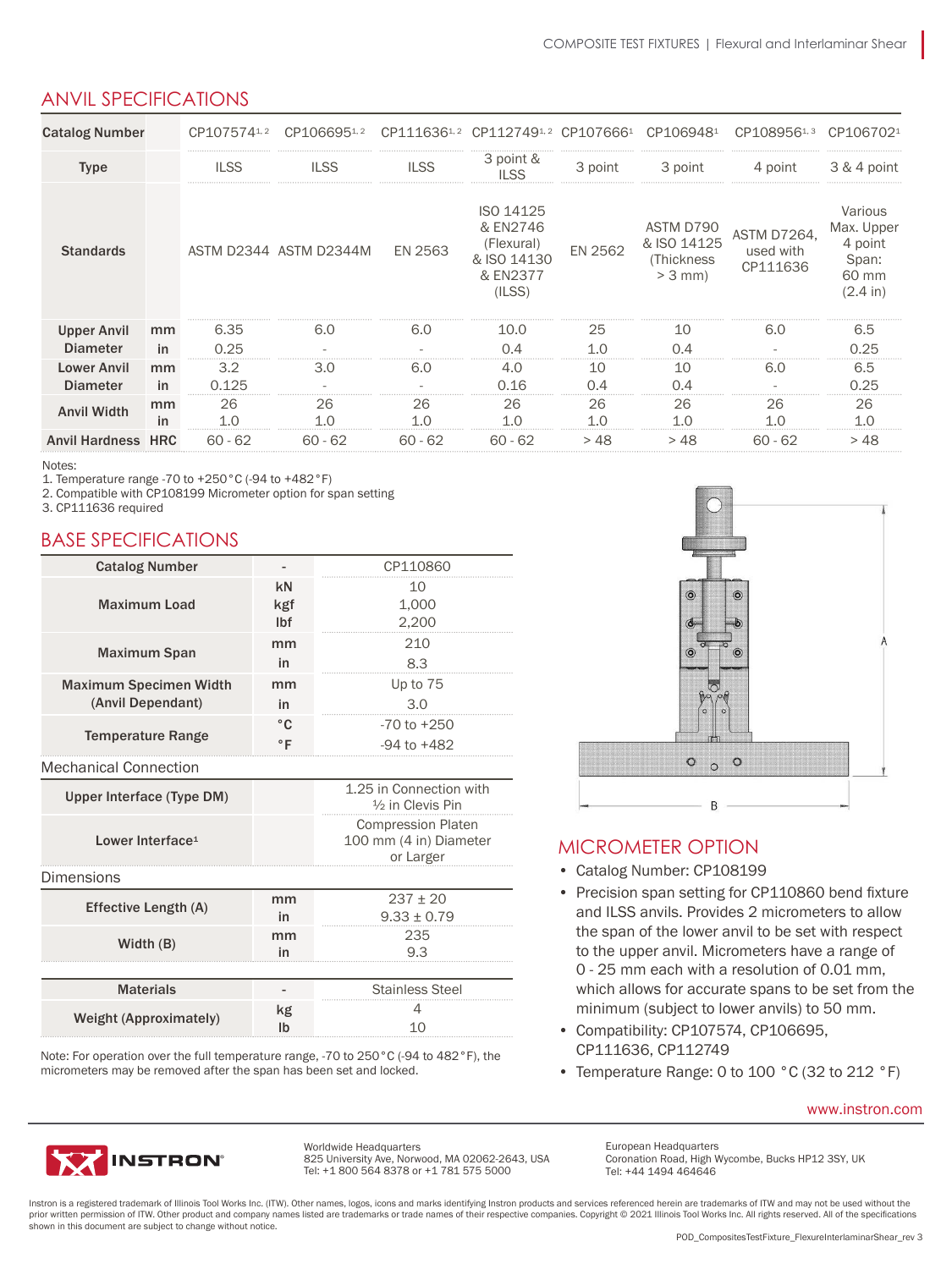## ANVIL SPECIFICATIONS

| Catalog Number | | CP107574[1,2] | CP106695[1,2] | CP111636[1,2] | CP112749[1,2] | CP107666[1] | CP106948[1] | CP108956[1,3] | CP106702[1] |
|---|---|---|---|---|---|---|---|---|---|
| Type | | ILSS | ILSS | ILSS | 3 point & ILSS | 3 point | 3 point | 4 point | 3 & 4 point |
| Standards | | ASTM D2344 | ASTM D2344M | EN 2563 | ISO 14125 & EN2746 (Flexural) & ISO 14130 & EN2377 (ILSS) | EN 2562 | ASTM D790 & ISO 14125 (Thickness > 3 mm) | ASTM D7264, used with CP111636 | Various Max. Upper 4 point Span: 60 mm (2.4 in) |
| Upper Anvil Diameter | mm | 6.35 | 6.0 | 6.0 | 10.0 | 25 | 10 | 6.0 | 6.5 |
| | in | 0.25 | - | - | 0.4 | 1.0 | 0.4 | - | 0.25 |
| Lower Anvil Diameter | mm | 3.2 | 3.0 | 6.0 | 4.0 | 10 | 10 | 6.0 | 6.5 |
| | in | 0.125 | - | - | 0.16 | 0.4 | 0.4 | - | 0.25 |
| Anvil Width | mm | 26 | 26 | 26 | 26 | 26 | 26 | 26 | 26 |
| | in | 1.0 | 1.0 | 1.0 | 1.0 | 1.0 | 1.0 | 1.0 | 1.0 |
| Anvil Hardness | HRC | 60 - 62 | 60 - 62 | 60 - 62 | 60 - 62 | > 48 | > 48 | 60 - 62 | > 48 |

Notes:
1. Temperature range -70 to +250 °C (-94 to +482 °F)
2. Compatible with CP108199 Micrometer option for span setting
3. CP111636 required

## BASE SPECIFICATIONS

| Catalog Number | - | CP110860 |
|---|---|---|
| Maximum Load | kN | 10 |
| | kgf | 1,000 |
| | lbf | 2,200 |
| Maximum Span | mm | 210 |
| | in | 8.3 |
| Maximum Specimen Width (Anvil Dependant) | mm | Up to 75 |
| | in | 3.0 |
| Temperature Range | °C | -70 to +250 |
| | °F | -94 to +482 |

Mechanical Connection

| | | |
|---|---|---|
| Upper Interface (Type DM) | | 1.25 in Connection with ½ in Clevis Pin |
| Lower Interface[1] | | Compression Platen 100 mm (4 in) Diameter or Larger |

Dimensions

| | | |
|---|---|---|
| Effective Length (A) | mm | 237 ± 20 |
| | in | 9.33 ± 0.79 |
| Width (B) | mm | 235 |
| | in | 9.3 |

| Materials | - | Stainless Steel |
|---|---|---|
| Weight (Approximately) | kg | 4 |
| | lb | 10 |

Note: For operation over the full temperature range, -70 to 250 °C (-94 to 482 °F), the micrometers may be removed after the span has been set and locked.

A

B

## MICROMETER OPTION

- Catalog Number: CP108199
- Precision span setting for CP110860 bend fixture and ILSS anvils. Provides 2 micrometers to allow the span of the lower anvil to be set with respect to the upper anvil. Micrometers have a range of 0 - 25 mm each with a resolution of 0.01 mm, which allows for accurate spans to be set from the minimum (subject to lower anvils) to 50 mm.
- Compatibility: CP107574, CP106695, CP111636, CP112749
- Temperature Range: 0 to 100 °C (32 to 212 °F)

www.instron.com

INSTRON®

Worldwide Headquarters
825 University Ave, Norwood, MA 02062-2643, USA
Tel: +1 800 564 8378 or +1 781 575 5000

European Headquarters
Coronation Road, High Wycombe, Bucks HP12 3SY, UK
Tel: +44 1494 464646

Instron is a registered trademark of Illinois Tool Works Inc. (ITW). Other names, logos, icons and marks identifying Instron products and services referenced herein are trademarks of ITW and may not be used without the prior written permission of ITW. Other product and company names listed are trademarks or trade names of their respective companies. Copyright © 2021 Illinois Tool Works Inc. All rights reserved. All of the specifications shown in this document are subject to change without notice.

POD_CompositesTestFixture_FlexureInterlaminarShear_rev 3